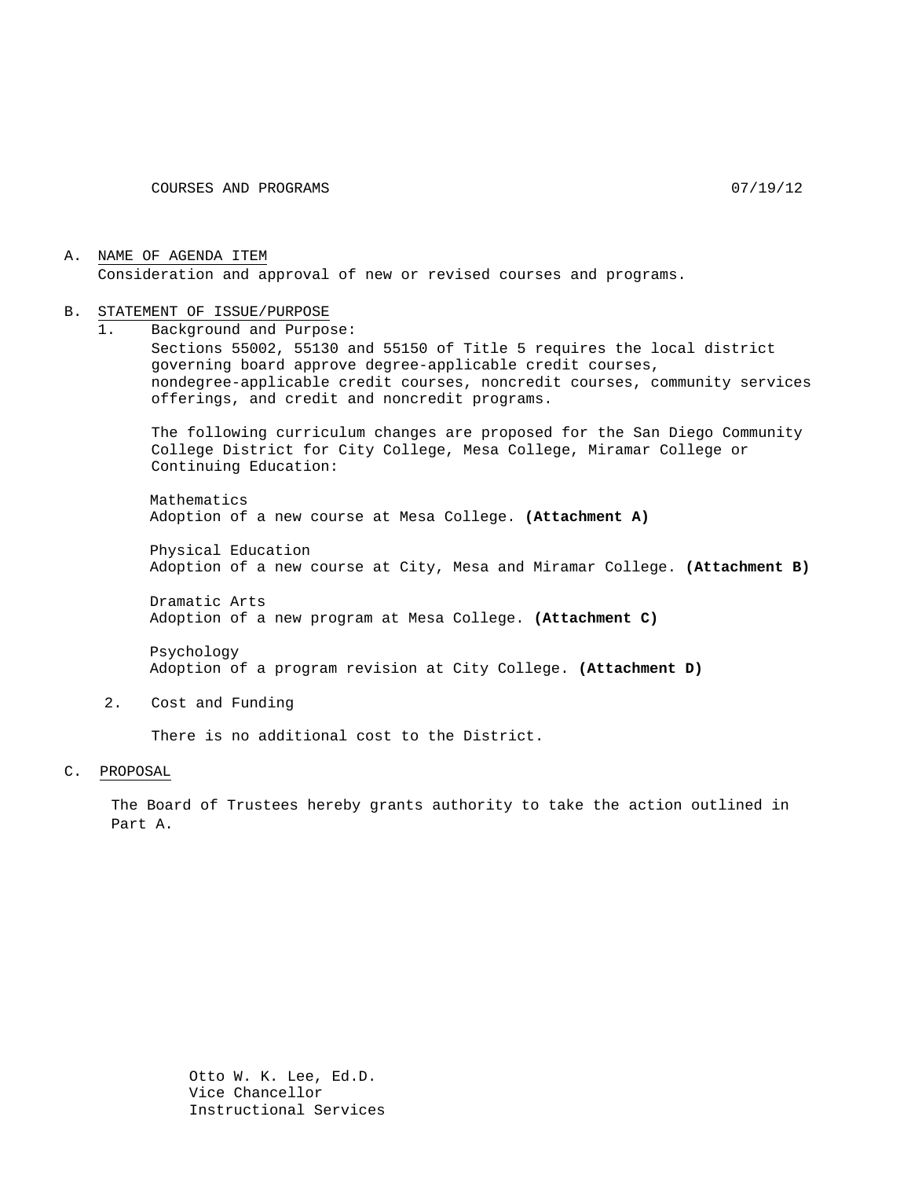COURSES AND PROGRAMS 07/19/12

A. NAME OF AGENDA ITEM

Consideration and approval of new or revised courses and programs.

B. STATEMENT OF ISSUE/PURPOSE

1. Background and Purpose:

Sections 55002, 55130 and 55150 of Title 5 requires the local district governing board approve degree-applicable credit courses, nondegree-applicable credit courses, noncredit courses, community services offerings, and credit and noncredit programs.

The following curriculum changes are proposed for the San Diego Community College District for City College, Mesa College, Miramar College or Continuing Education:

Mathematics
Adoption of a new course at Mesa College. **(Attachment A)**

Physical Education
Adoption of a new course at City, Mesa and Miramar College. **(Attachment B)**

Dramatic Arts
Adoption of a new program at Mesa College. **(Attachment C)**

Psychology
Adoption of a program revision at City College. **(Attachment D)**

2. Cost and Funding

There is no additional cost to the District.

C. PROPOSAL

The Board of Trustees hereby grants authority to take the action outlined in Part A.

Otto W. K. Lee, Ed.D.
Vice Chancellor
Instructional Services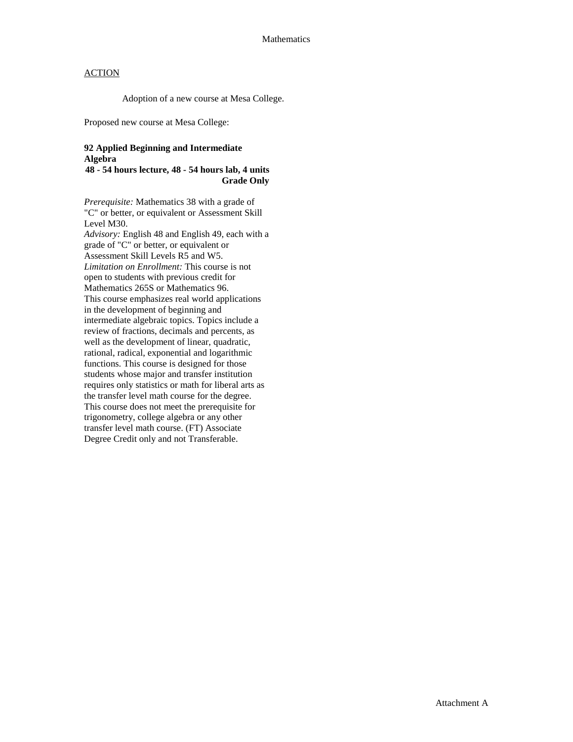ACTION

Adoption of a new course at Mesa College.

Proposed new course at Mesa College:

**92 Applied Beginning and Intermediate Algebra**
**48 - 54 hours lecture, 48 - 54 hours lab, 4 units**
**Grade Only**

*Prerequisite:* Mathematics 38 with a grade of "C" or better, or equivalent or Assessment Skill Level M30.
*Advisory:* English 48 and English 49, each with a grade of "C" or better, or equivalent or Assessment Skill Levels R5 and W5.
*Limitation on Enrollment:* This course is not open to students with previous credit for Mathematics 265S or Mathematics 96.
This course emphasizes real world applications in the development of beginning and intermediate algebraic topics. Topics include a review of fractions, decimals and percents, as well as the development of linear, quadratic, rational, radical, exponential and logarithmic functions. This course is designed for those students whose major and transfer institution requires only statistics or math for liberal arts as the transfer level math course for the degree. This course does not meet the prerequisite for trigonometry, college algebra or any other transfer level math course. (FT) Associate Degree Credit only and not Transferable.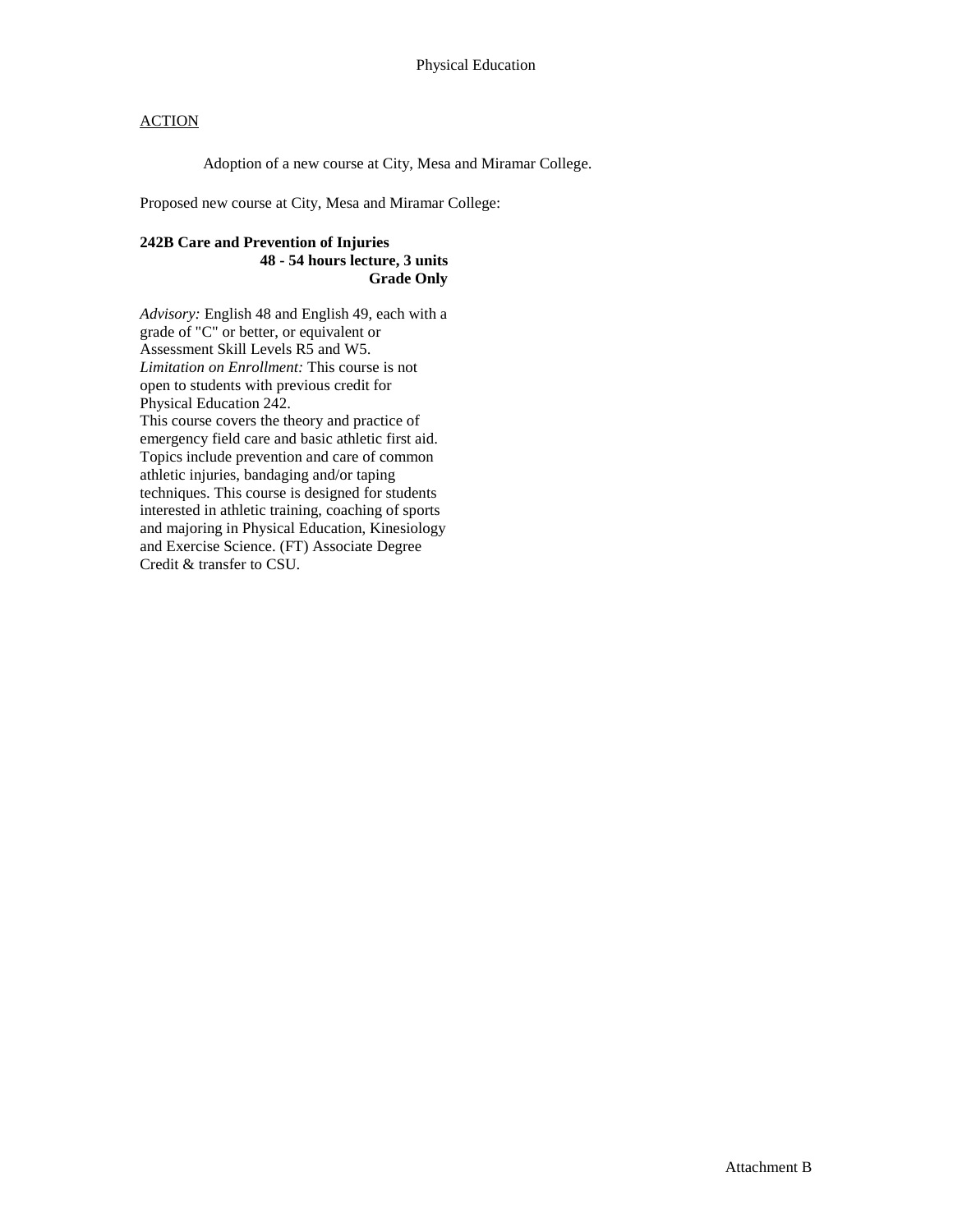Physical Education

ACTION

Adoption of a new course at City, Mesa and Miramar College.

Proposed new course at City, Mesa and Miramar College:

**242B Care and Prevention of Injuries**
**48 - 54 hours lecture, 3 units**
**Grade Only**

*Advisory:* English 48 and English 49, each with a grade of "C" or better, or equivalent or Assessment Skill Levels R5 and W5.
*Limitation on Enrollment:* This course is not open to students with previous credit for Physical Education 242.
This course covers the theory and practice of emergency field care and basic athletic first aid. Topics include prevention and care of common athletic injuries, bandaging and/or taping techniques. This course is designed for students interested in athletic training, coaching of sports and majoring in Physical Education, Kinesiology and Exercise Science. (FT) Associate Degree Credit & transfer to CSU.

Attachment B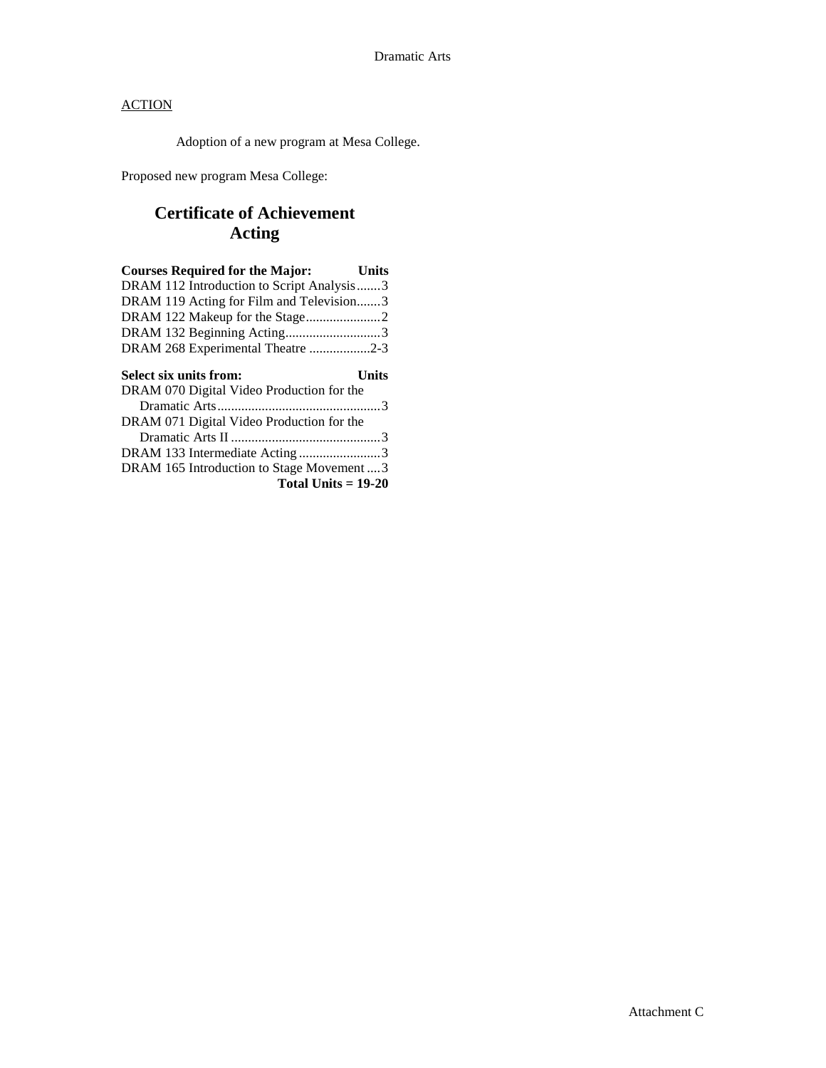ACTION

Adoption of a new program at Mesa College.

Proposed new program Mesa College:

## Certificate of Achievement Acting

| Courses Required for the Major: | Units |
|---|---|
| DRAM 112 Introduction to Script Analysis | 3 |
| DRAM 119 Acting for Film and Television | 3 |
| DRAM 122 Makeup for the Stage | 2 |
| DRAM 132 Beginning Acting | 3 |
| DRAM 268 Experimental Theatre | 2-3 |

| Select six units from: | Units |
|---|---|
| DRAM 070 Digital Video Production for the Dramatic Arts | 3 |
| DRAM 071 Digital Video Production for the Dramatic Arts II | 3 |
| DRAM 133 Intermediate Acting | 3 |
| DRAM 165 Introduction to Stage Movement | 3 |
| **Total Units = 19-20** | |

Attachment C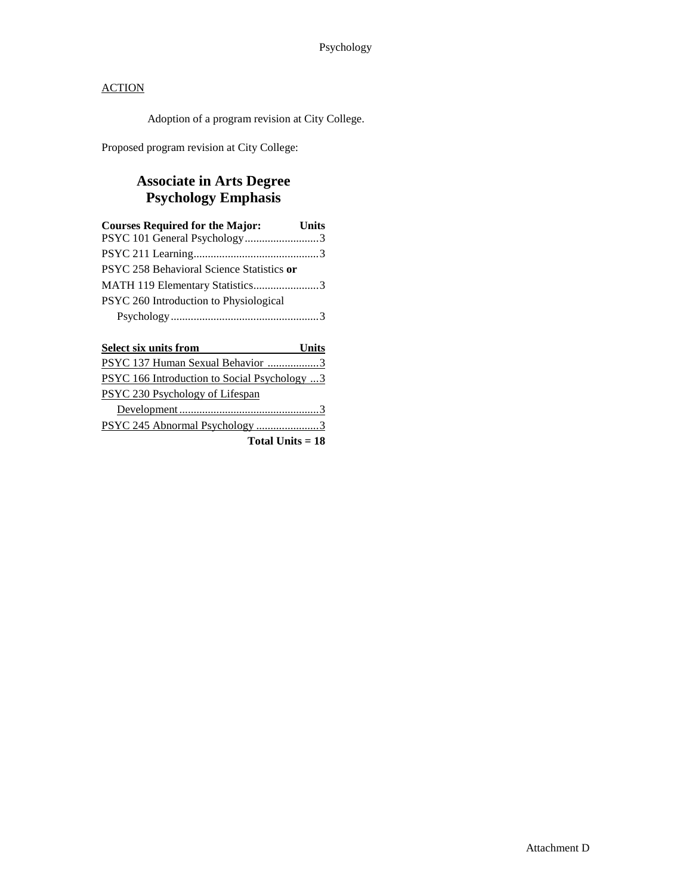Psychology

ACTION

Adoption of a program revision at City College.

Proposed program revision at City College:

## Associate in Arts Degree
## Psychology Emphasis

| Courses Required for the Major: | Units |
|---|---|
| PSYC 101 General Psychology | 3 |
| PSYC 211 Learning | 3 |
| PSYC 258 Behavioral Science Statistics **or** MATH 119 Elementary Statistics | 3 |
| PSYC 260 Introduction to Physiological Psychology | 3 |

| **Select six units from** | **Units** |
|---|---|
| PSYC 137 Human Sexual Behavior | 3 |
| PSYC 166 Introduction to Social Psychology | 3 |
| PSYC 230 Psychology of Lifespan Development | 3 |
| PSYC 245 Abnormal Psychology | 3 |
| | **Total Units = 18** |

Attachment D